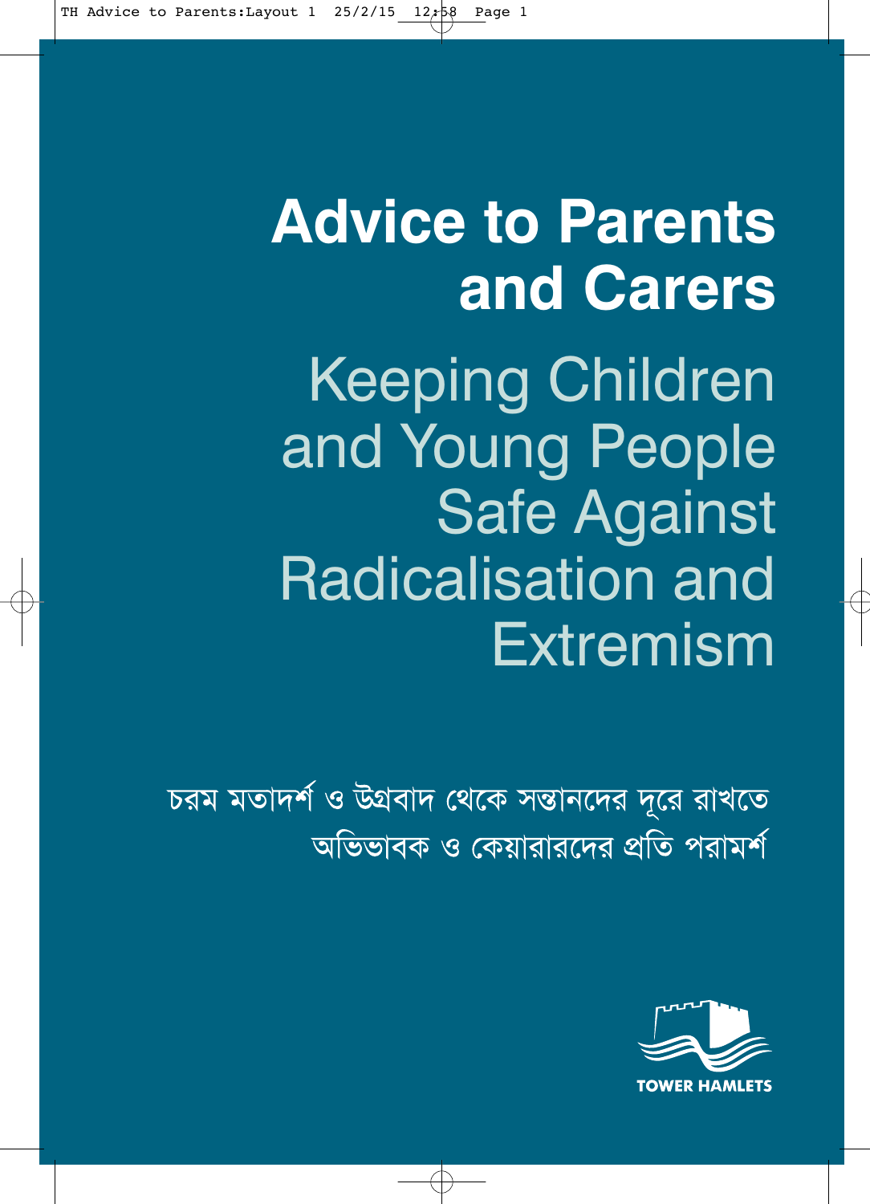# Advice to Parents and Carers

## Keeping Children and Young People Safe Against Radicalisation and Extremism

চরম মতাদর্শ ও উগ্রবাদ থেকে সন্তানদের দূরে রাখতে
অভিভাবক ও কেয়ারারদের প্রতি পরামর্শ

TOWER HAMLETS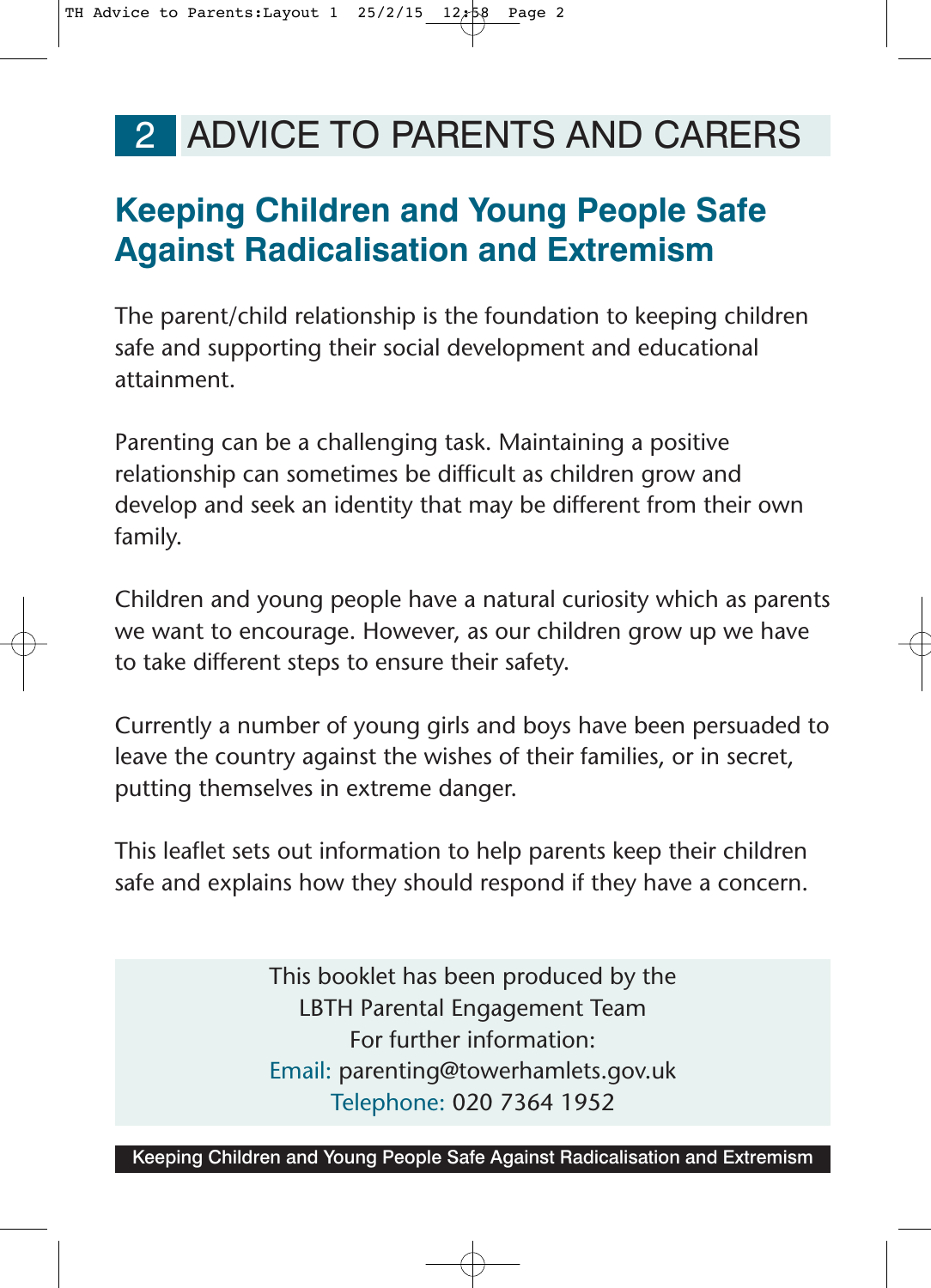# 2 ADVICE TO PARENTS AND CARERS

## Keeping Children and Young People Safe Against Radicalisation and Extremism

The parent/child relationship is the foundation to keeping children safe and supporting their social development and educational attainment.

Parenting can be a challenging task. Maintaining a positive relationship can sometimes be difficult as children grow and develop and seek an identity that may be different from their own family.

Children and young people have a natural curiosity which as parents we want to encourage. However, as our children grow up we have to take different steps to ensure their safety.

Currently a number of young girls and boys have been persuaded to leave the country against the wishes of their families, or in secret, putting themselves in extreme danger.

This leaflet sets out information to help parents keep their children safe and explains how they should respond if they have a concern.

This booklet has been produced by the
LBTH Parental Engagement Team
For further information:
Email: parenting@towerhamlets.gov.uk
Telephone: 020 7364 1952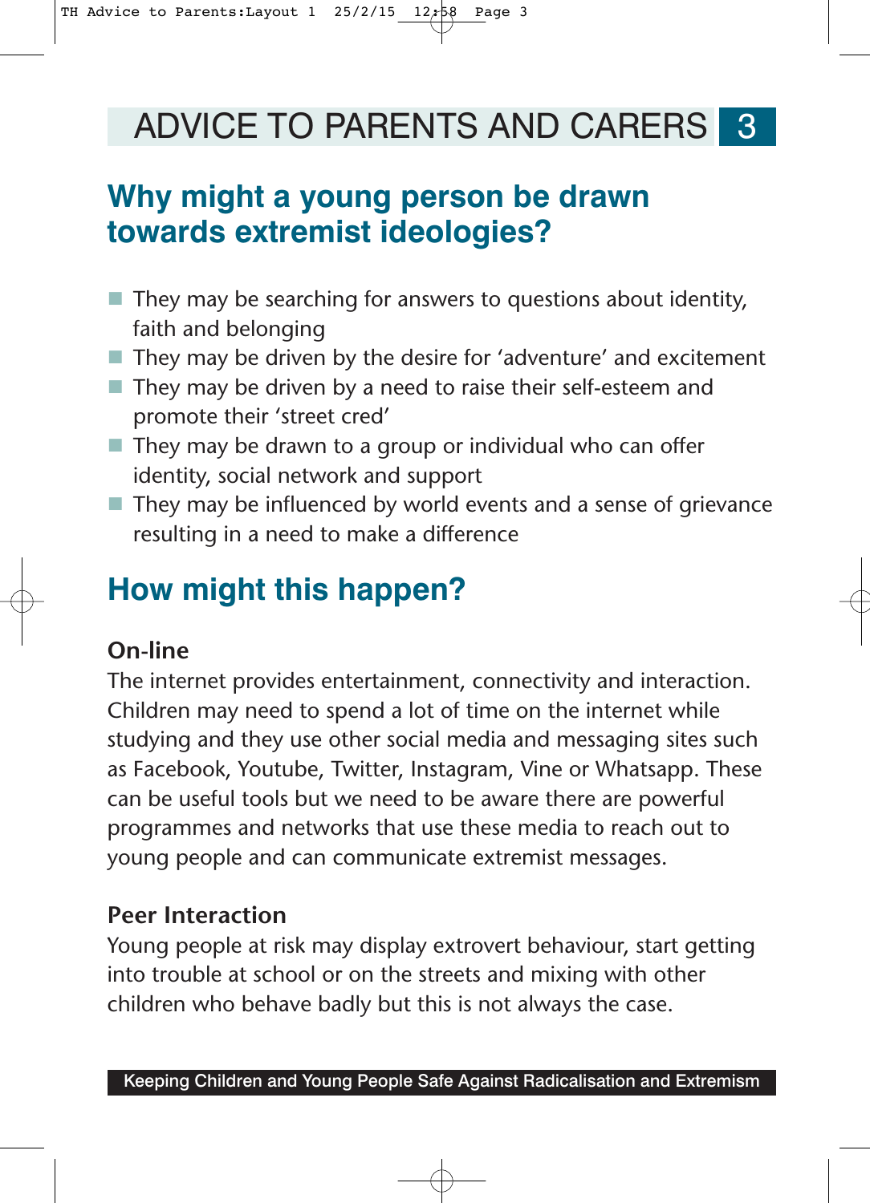# ADVICE TO PARENTS AND CARERS

## Why might a young person be drawn towards extremist ideologies?

- They may be searching for answers to questions about identity, faith and belonging
- They may be driven by the desire for 'adventure' and excitement
- They may be driven by a need to raise their self-esteem and promote their 'street cred'
- They may be drawn to a group or individual who can offer identity, social network and support
- They may be influenced by world events and a sense of grievance resulting in a need to make a difference

## How might this happen?

### On-line

The internet provides entertainment, connectivity and interaction. Children may need to spend a lot of time on the internet while studying and they use other social media and messaging sites such as Facebook, Youtube, Twitter, Instagram, Vine or Whatsapp. These can be useful tools but we need to be aware there are powerful programmes and networks that use these media to reach out to young people and can communicate extremist messages.

### Peer Interaction

Young people at risk may display extrovert behaviour, start getting into trouble at school or on the streets and mixing with other children who behave badly but this is not always the case.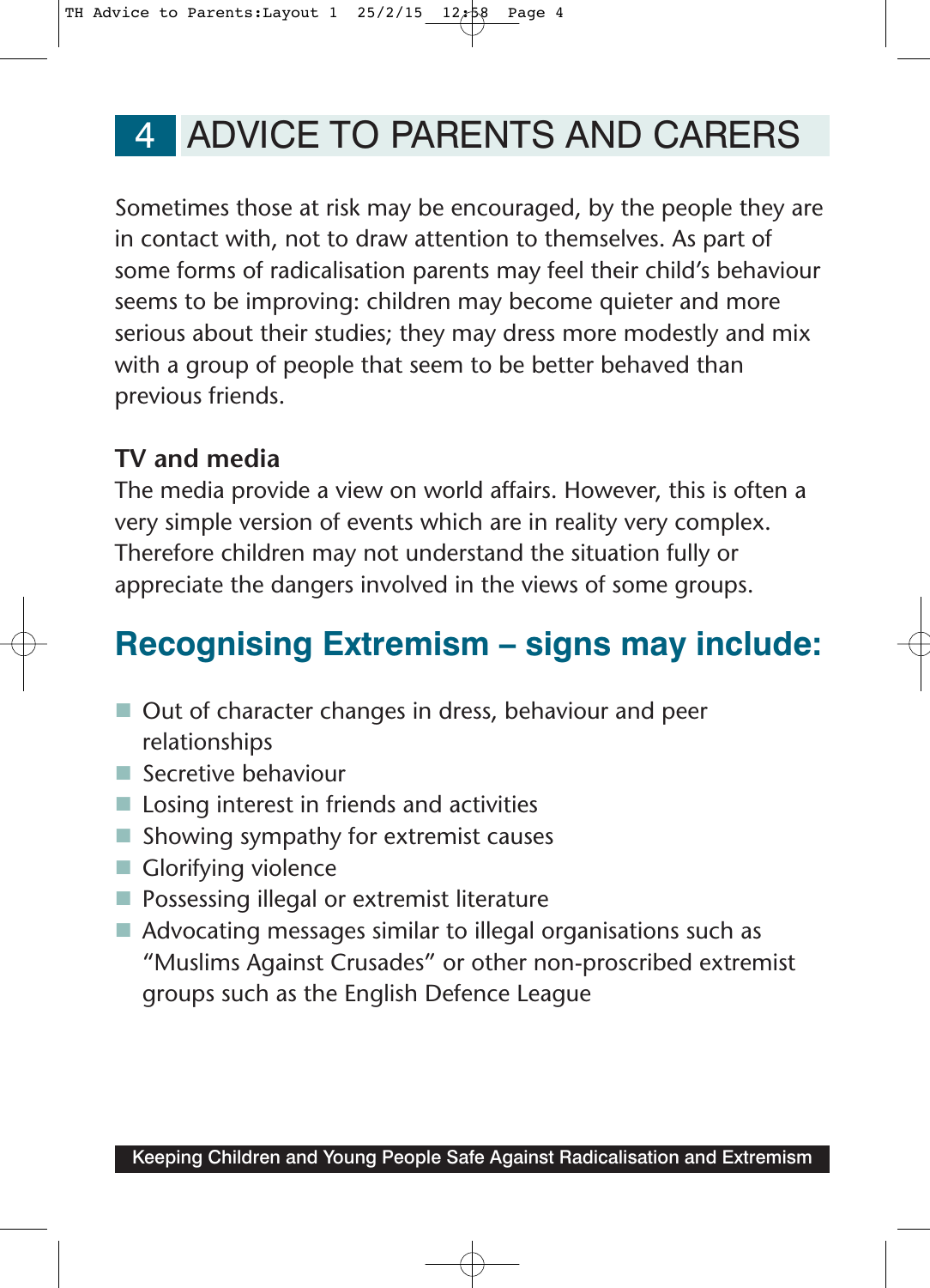# 4 ADVICE TO PARENTS AND CARERS

Sometimes those at risk may be encouraged, by the people they are in contact with, not to draw attention to themselves. As part of some forms of radicalisation parents may feel their child's behaviour seems to be improving: children may become quieter and more serious about their studies; they may dress more modestly and mix with a group of people that seem to be better behaved than previous friends.

**TV and media**

The media provide a view on world affairs. However, this is often a very simple version of events which are in reality very complex. Therefore children may not understand the situation fully or appreciate the dangers involved in the views of some groups.

## Recognising Extremism – signs may include:

- Out of character changes in dress, behaviour and peer relationships
- Secretive behaviour
- Losing interest in friends and activities
- Showing sympathy for extremist causes
- Glorifying violence
- Possessing illegal or extremist literature
- Advocating messages similar to illegal organisations such as "Muslims Against Crusades" or other non-proscribed extremist groups such as the English Defence League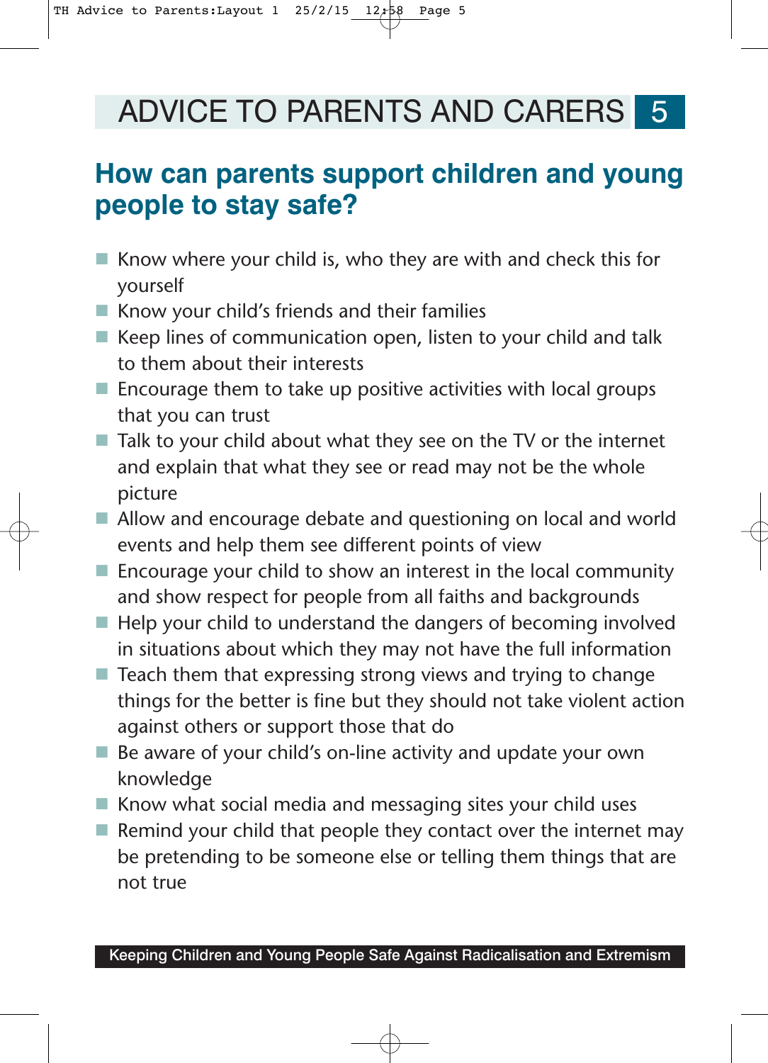# ADVICE TO PARENTS AND CARERS

## How can parents support children and young people to stay safe?

- Know where your child is, who they are with and check this for yourself
- Know your child's friends and their families
- Keep lines of communication open, listen to your child and talk to them about their interests
- Encourage them to take up positive activities with local groups that you can trust
- Talk to your child about what they see on the TV or the internet and explain that what they see or read may not be the whole picture
- Allow and encourage debate and questioning on local and world events and help them see different points of view
- Encourage your child to show an interest in the local community and show respect for people from all faiths and backgrounds
- Help your child to understand the dangers of becoming involved in situations about which they may not have the full information
- Teach them that expressing strong views and trying to change things for the better is fine but they should not take violent action against others or support those that do
- Be aware of your child's on-line activity and update your own knowledge
- Know what social media and messaging sites your child uses
- Remind your child that people they contact over the internet may be pretending to be someone else or telling them things that are not true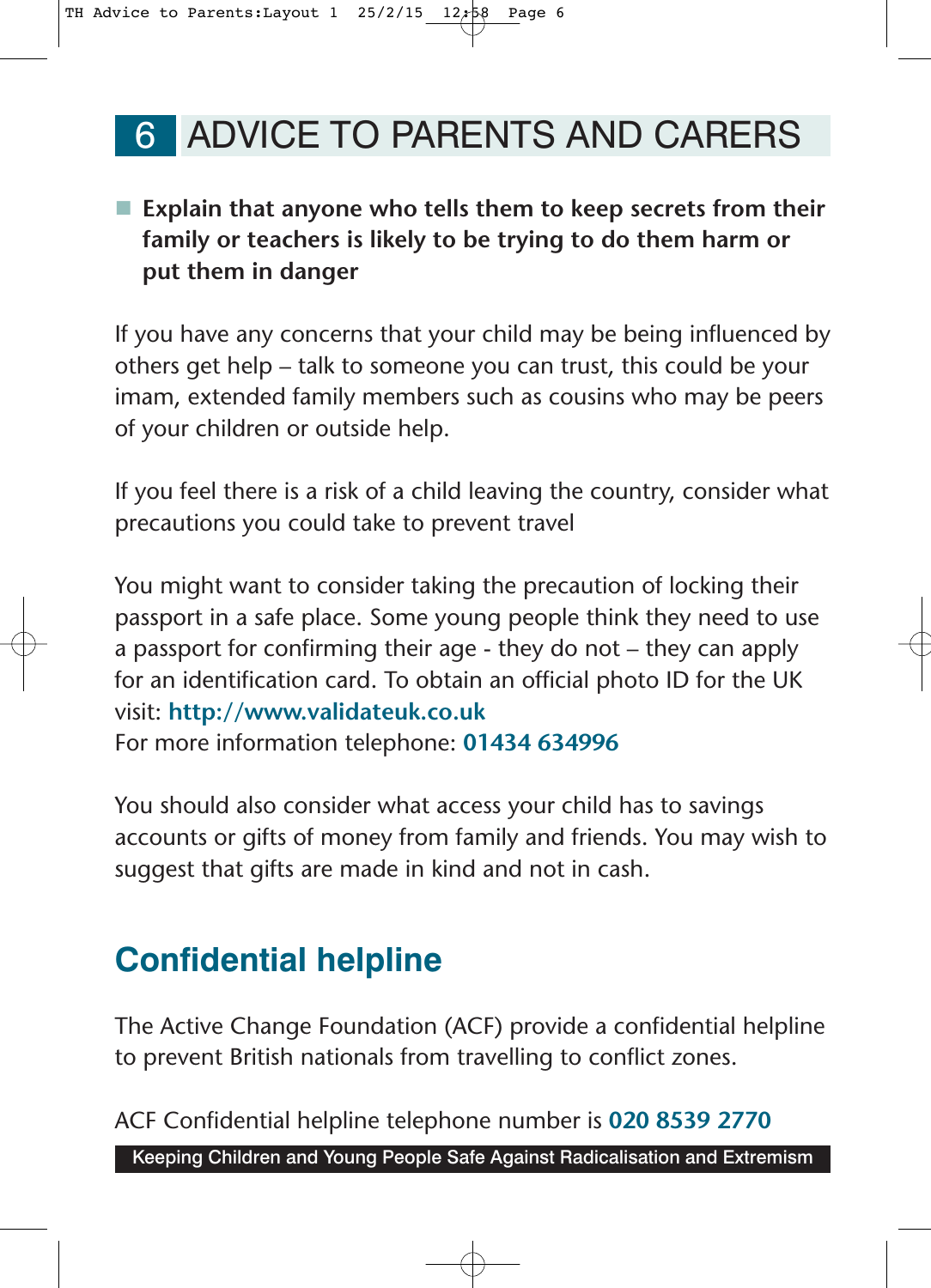# 6 ADVICE TO PARENTS AND CARERS

- **Explain that anyone who tells them to keep secrets from their family or teachers is likely to be trying to do them harm or put them in danger**

If you have any concerns that your child may be being influenced by others get help – talk to someone you can trust, this could be your imam, extended family members such as cousins who may be peers of your children or outside help.

If you feel there is a risk of a child leaving the country, consider what precautions you could take to prevent travel

You might want to consider taking the precaution of locking their passport in a safe place. Some young people think they need to use a passport for confirming their age - they do not – they can apply for an identification card. To obtain an official photo ID for the UK visit: **http://www.validateuk.co.uk**
For more information telephone: **01434 634996**

You should also consider what access your child has to savings accounts or gifts of money from family and friends. You may wish to suggest that gifts are made in kind and not in cash.

## Confidential helpline

The Active Change Foundation (ACF) provide a confidential helpline to prevent British nationals from travelling to conflict zones.

ACF Confidential helpline telephone number is **020 8539 2770**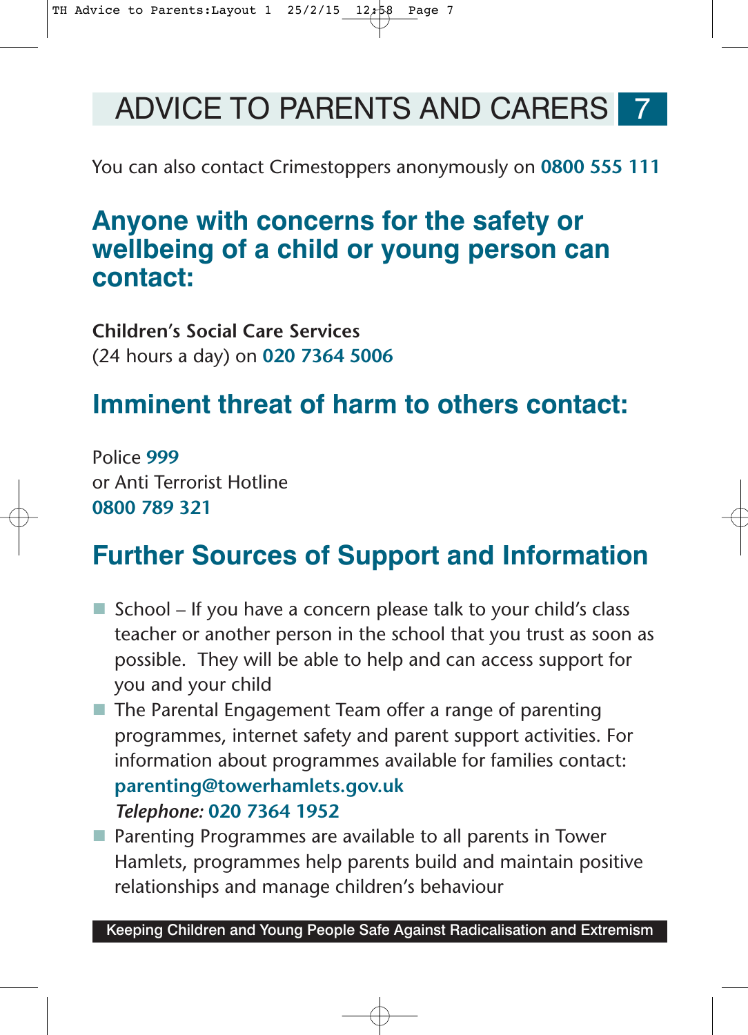You can also contact Crimestoppers anonymously on **0800 555 111**

## Anyone with concerns for the safety or wellbeing of a child or young person can contact:

**Children's Social Care Services**
(24 hours a day) on **020 7364 5006**

## Imminent threat of harm to others contact:

Police **999**
or Anti Terrorist Hotline
**0800 789 321**

## Further Sources of Support and Information

- School – If you have a concern please talk to your child's class teacher or another person in the school that you trust as soon as possible. They will be able to help and can access support for you and your child
- The Parental Engagement Team offer a range of parenting programmes, internet safety and parent support activities. For information about programmes available for families contact:
  **parenting@towerhamlets.gov.uk**
  *Telephone:* **020 7364 1952**
- Parenting Programmes are available to all parents in Tower Hamlets, programmes help parents build and maintain positive relationships and manage children's behaviour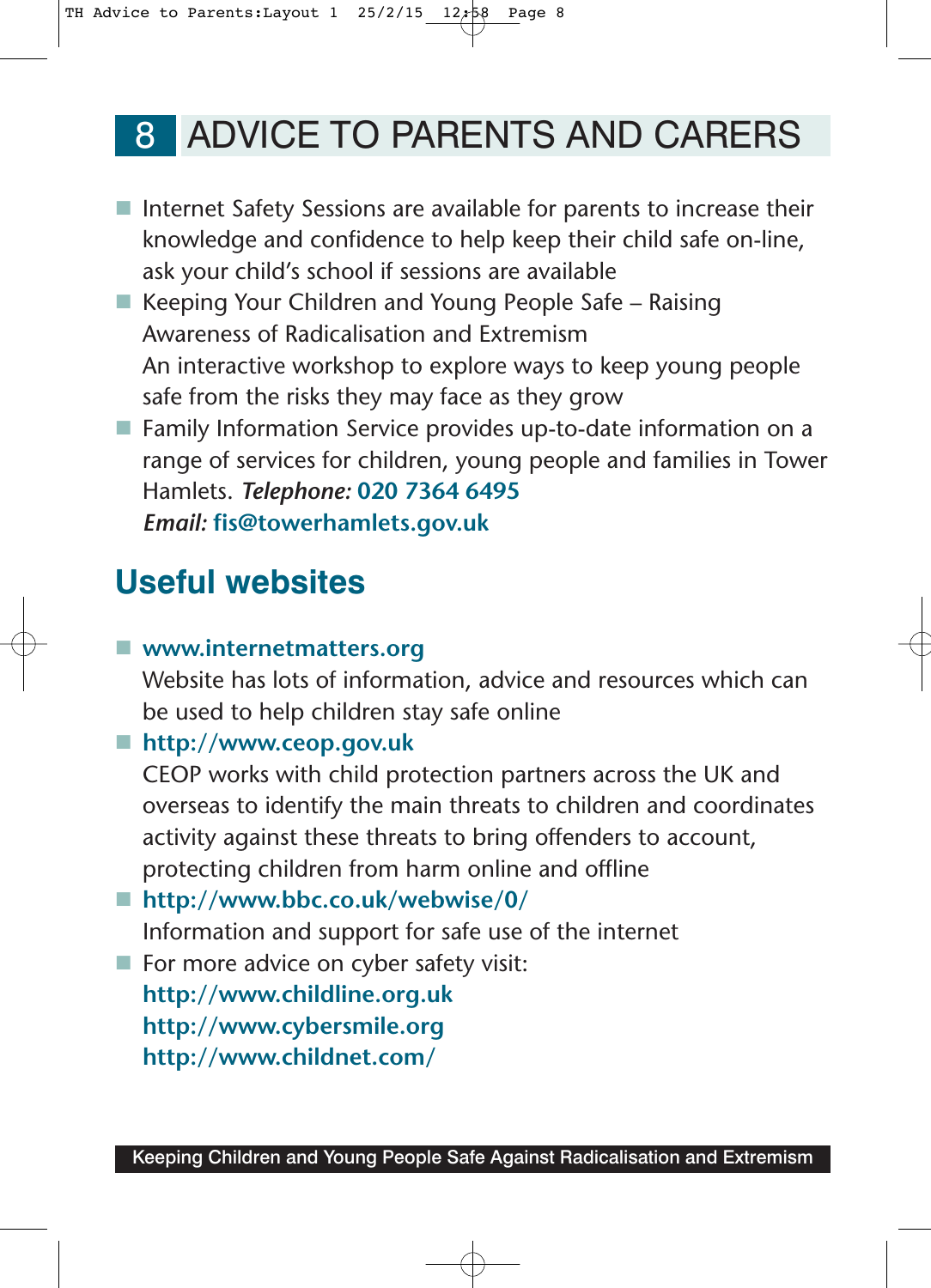# 8 ADVICE TO PARENTS AND CARERS

- Internet Safety Sessions are available for parents to increase their knowledge and confidence to help keep their child safe on-line, ask your child's school if sessions are available
- Keeping Your Children and Young People Safe – Raising Awareness of Radicalisation and Extremism
  An interactive workshop to explore ways to keep young people safe from the risks they may face as they grow
- Family Information Service provides up-to-date information on a range of services for children, young people and families in Tower Hamlets. ***Telephone:*** **020 7364 6495**
  ***Email:*** **fis@towerhamlets.gov.uk**

## Useful websites

- **www.internetmatters.org**
  Website has lots of information, advice and resources which can be used to help children stay safe online
- **http://www.ceop.gov.uk**
  CEOP works with child protection partners across the UK and overseas to identify the main threats to children and coordinates activity against these threats to bring offenders to account, protecting children from harm online and offline
- **http://www.bbc.co.uk/webwise/0/**
  Information and support for safe use of the internet
- For more advice on cyber safety visit:
  **http://www.childline.org.uk**
  **http://www.cybersmile.org**
  **http://www.childnet.com/**